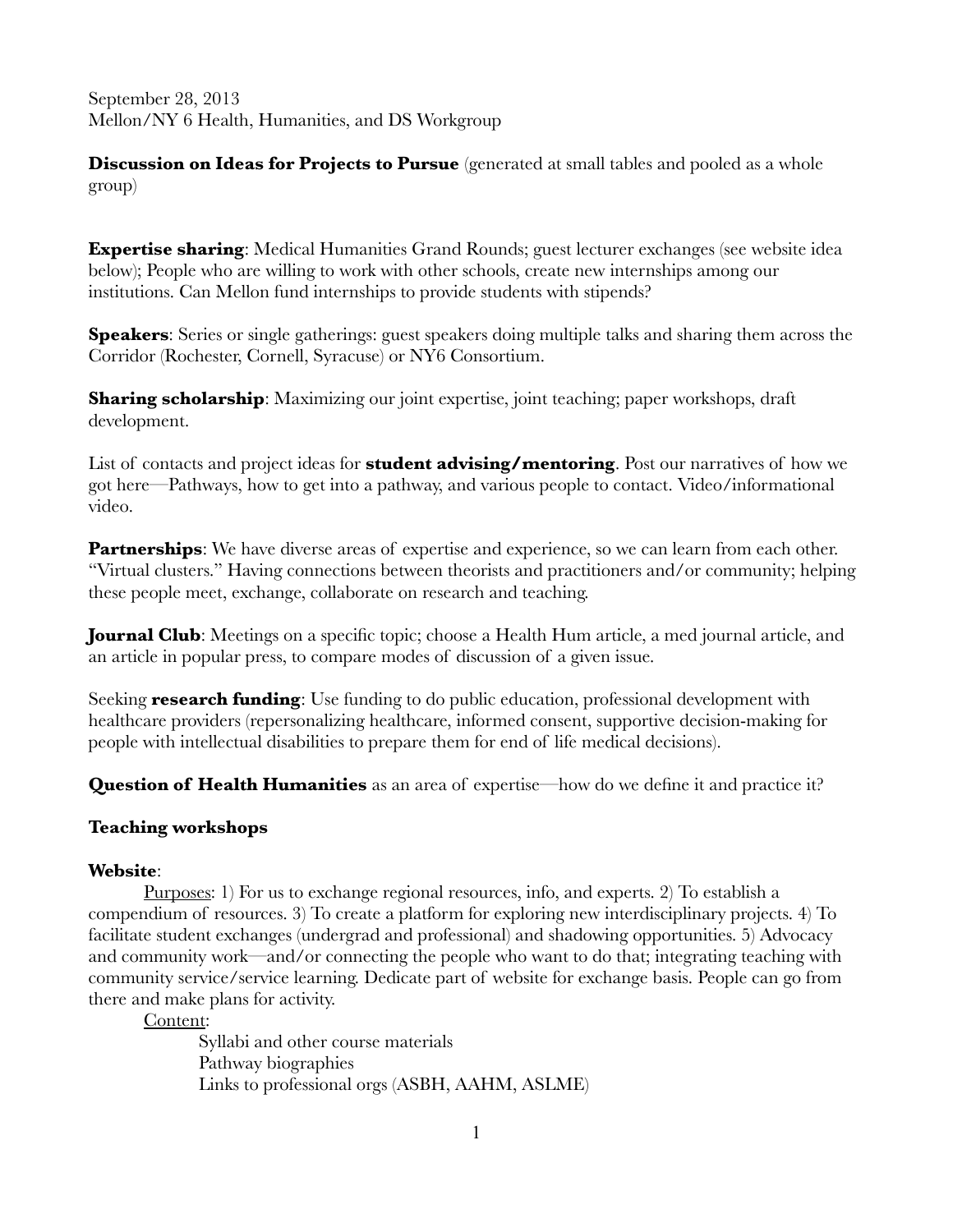September 28, 2013
Mellon/NY 6 Health, Humanities, and DS Workgroup

**Discussion on Ideas for Projects to Pursue** (generated at small tables and pooled as a whole group)

**Expertise sharing**: Medical Humanities Grand Rounds; guest lecturer exchanges (see website idea below); People who are willing to work with other schools, create new internships among our institutions. Can Mellon fund internships to provide students with stipends?

**Speakers**: Series or single gatherings: guest speakers doing multiple talks and sharing them across the Corridor (Rochester, Cornell, Syracuse) or NY6 Consortium.

**Sharing scholarship**: Maximizing our joint expertise, joint teaching; paper workshops, draft development.

List of contacts and project ideas for **student advising/mentoring**. Post our narratives of how we got here—Pathways, how to get into a pathway, and various people to contact. Video/informational video.

**Partnerships**: We have diverse areas of expertise and experience, so we can learn from each other. "Virtual clusters." Having connections between theorists and practitioners and/or community; helping these people meet, exchange, collaborate on research and teaching.

**Journal Club**: Meetings on a specific topic; choose a Health Hum article, a med journal article, and an article in popular press, to compare modes of discussion of a given issue.

Seeking **research funding**: Use funding to do public education, professional development with healthcare providers (repersonalizing healthcare, informed consent, supportive decision-making for people with intellectual disabilities to prepare them for end of life medical decisions).

**Question of Health Humanities** as an area of expertise—how do we define it and practice it?

**Teaching workshops**

**Website**:

<u>Purposes</u>: 1) For us to exchange regional resources, info, and experts. 2) To establish a compendium of resources. 3) To create a platform for exploring new interdisciplinary projects. 4) To facilitate student exchanges (undergrad and professional) and shadowing opportunities. 5) Advocacy and community work—and/or connecting the people who want to do that; integrating teaching with community service/service learning. Dedicate part of website for exchange basis. People can go from there and make plans for activity.

<u>Content</u>:

- Syllabi and other course materials
- Pathway biographies
- Links to professional orgs (ASBH, AAHM, ASLME)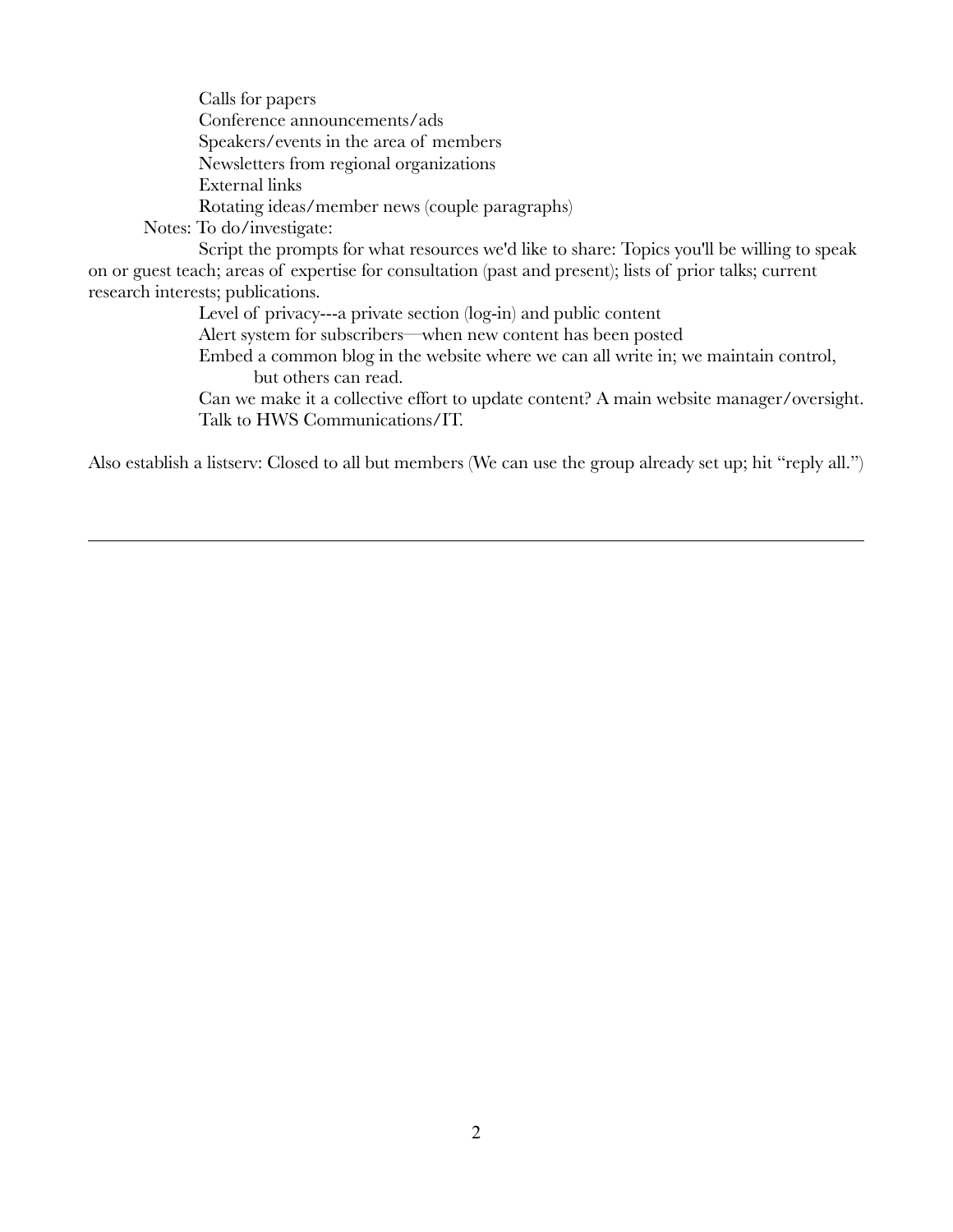- Calls for papers
- Conference announcements/ads
- Speakers/events in the area of members
- Newsletters from regional organizations
- External links
- Rotating ideas/member news (couple paragraphs)

Notes: To do/investigate:

- Script the prompts for what resources we'd like to share: Topics you'll be willing to speak on or guest teach; areas of expertise for consultation (past and present); lists of prior talks; current research interests; publications.
- Level of privacy---a private section (log-in) and public content
- Alert system for subscribers—when new content has been posted
- Embed a common blog in the website where we can all write in; we maintain control, but others can read.
- Can we make it a collective effort to update content? A main website manager/oversight.
- Talk to HWS Communications/IT.

Also establish a listserv: Closed to all but members (We can use the group already set up; hit "reply all.")

---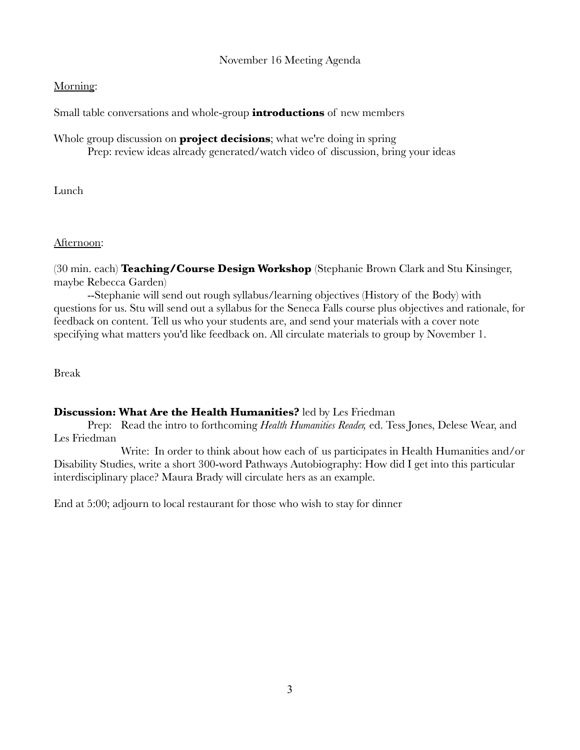November 16 Meeting Agenda

Morning:

Small table conversations and whole-group **introductions** of new members

Whole group discussion on **project decisions**; what we're doing in spring
Prep: review ideas already generated/watch video of discussion, bring your ideas

Lunch

Afternoon:

(30 min. each) **Teaching/Course Design Workshop** (Stephanie Brown Clark and Stu Kinsinger, maybe Rebecca Garden)
--Stephanie will send out rough syllabus/learning objectives (History of the Body) with questions for us. Stu will send out a syllabus for the Seneca Falls course plus objectives and rationale, for feedback on content. Tell us who your students are, and send your materials with a cover note specifying what matters you'd like feedback on. All circulate materials to group by November 1.

Break

**Discussion: What Are the Health Humanities?** led by Les Friedman
Prep: Read the intro to forthcoming *Health Humanities Reader,* ed. Tess Jones, Delese Wear, and Les Friedman
Write: In order to think about how each of us participates in Health Humanities and/or Disability Studies, write a short 300-word Pathways Autobiography: How did I get into this particular interdisciplinary place? Maura Brady will circulate hers as an example.

End at 5:00; adjourn to local restaurant for those who wish to stay for dinner